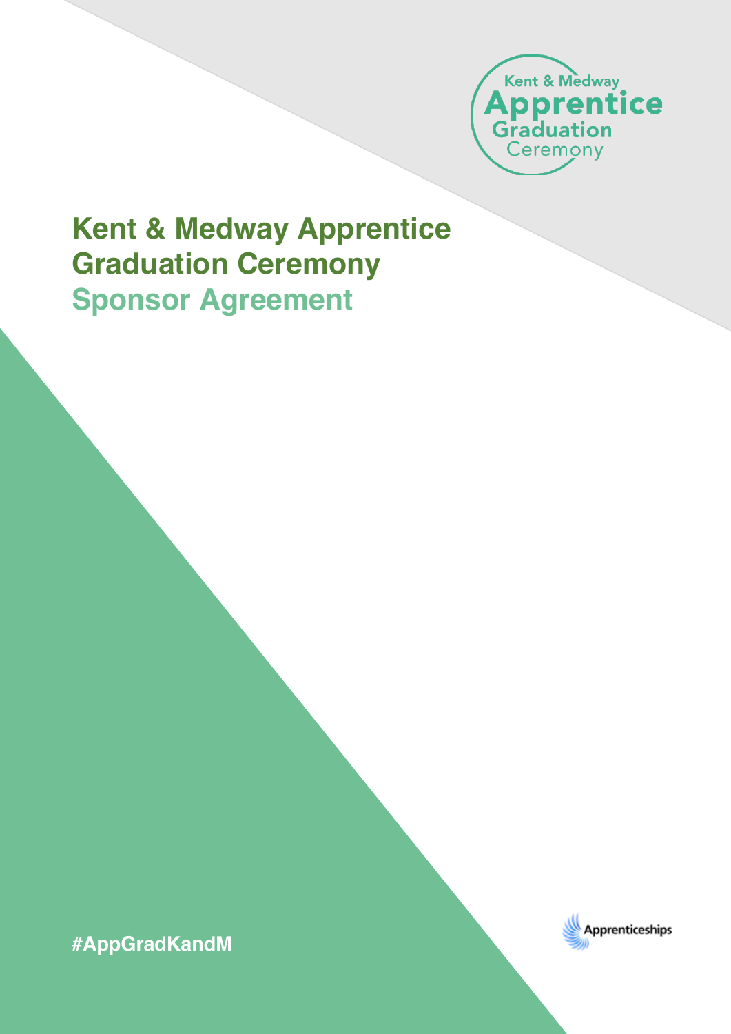# Kent & Medway Apprentice Graduation Ceremony

## Sponsor Agreement

#AppGradKandM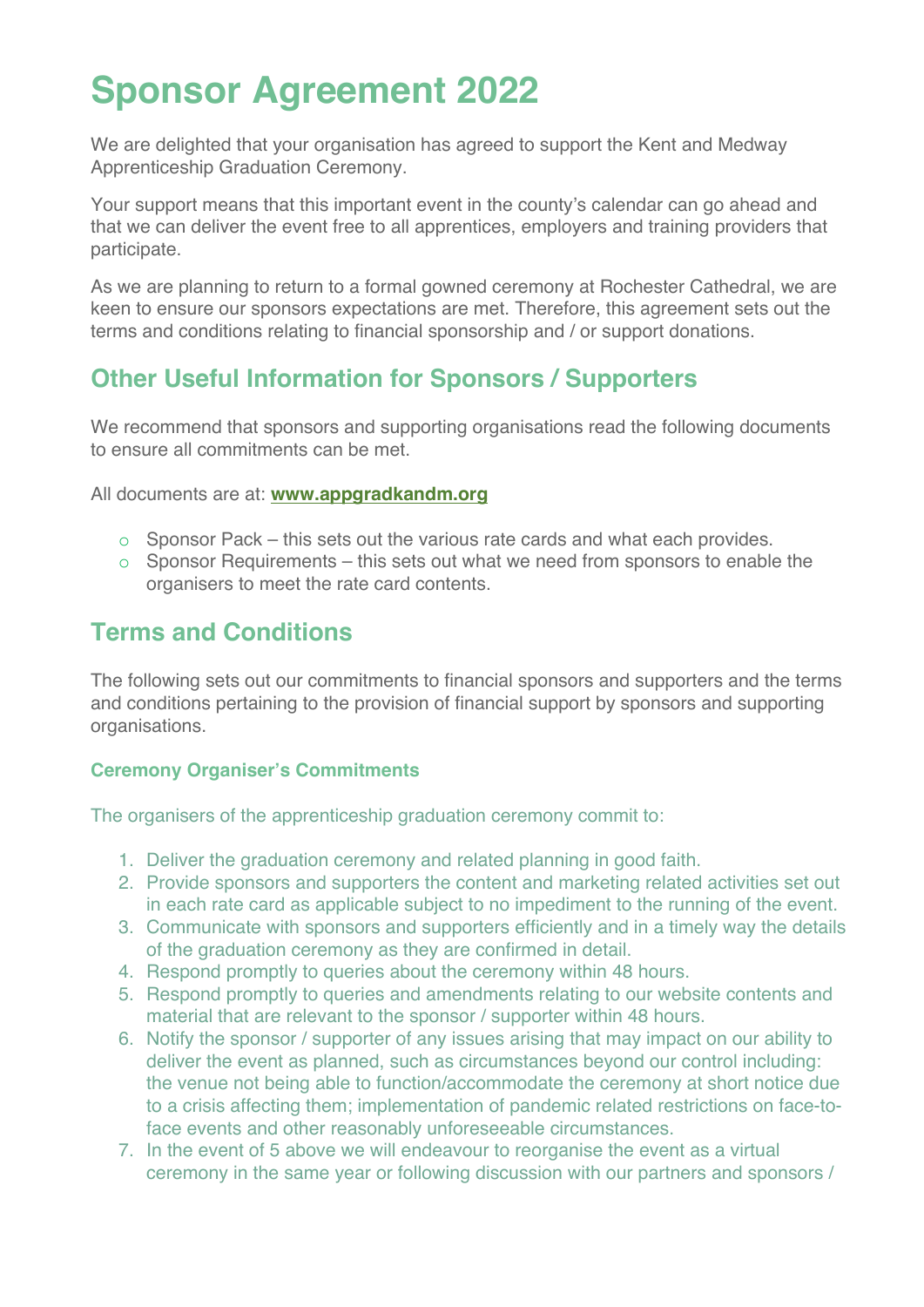# Sponsor Agreement 2022

We are delighted that your organisation has agreed to support the Kent and Medway Apprenticeship Graduation Ceremony.

Your support means that this important event in the county's calendar can go ahead and that we can deliver the event free to all apprentices, employers and training providers that participate.

As we are planning to return to a formal gowned ceremony at Rochester Cathedral, we are keen to ensure our sponsors expectations are met. Therefore, this agreement sets out the terms and conditions relating to financial sponsorship and / or support donations.

## Other Useful Information for Sponsors / Supporters

We recommend that sponsors and supporting organisations read the following documents to ensure all commitments can be met.

All documents are at: **www.appgradkandm.org**

- Sponsor Pack – this sets out the various rate cards and what each provides.
- Sponsor Requirements – this sets out what we need from sponsors to enable the organisers to meet the rate card contents.

## Terms and Conditions

The following sets out our commitments to financial sponsors and supporters and the terms and conditions pertaining to the provision of financial support by sponsors and supporting organisations.

### Ceremony Organiser's Commitments

The organisers of the apprenticeship graduation ceremony commit to:

1. Deliver the graduation ceremony and related planning in good faith.
2. Provide sponsors and supporters the content and marketing related activities set out in each rate card as applicable subject to no impediment to the running of the event.
3. Communicate with sponsors and supporters efficiently and in a timely way the details of the graduation ceremony as they are confirmed in detail.
4. Respond promptly to queries about the ceremony within 48 hours.
5. Respond promptly to queries and amendments relating to our website contents and material that are relevant to the sponsor / supporter within 48 hours.
6. Notify the sponsor / supporter of any issues arising that may impact on our ability to deliver the event as planned, such as circumstances beyond our control including: the venue not being able to function/accommodate the ceremony at short notice due to a crisis affecting them; implementation of pandemic related restrictions on face-to-face events and other reasonably unforeseeable circumstances.
7. In the event of 5 above we will endeavour to reorganise the event as a virtual ceremony in the same year or following discussion with our partners and sponsors /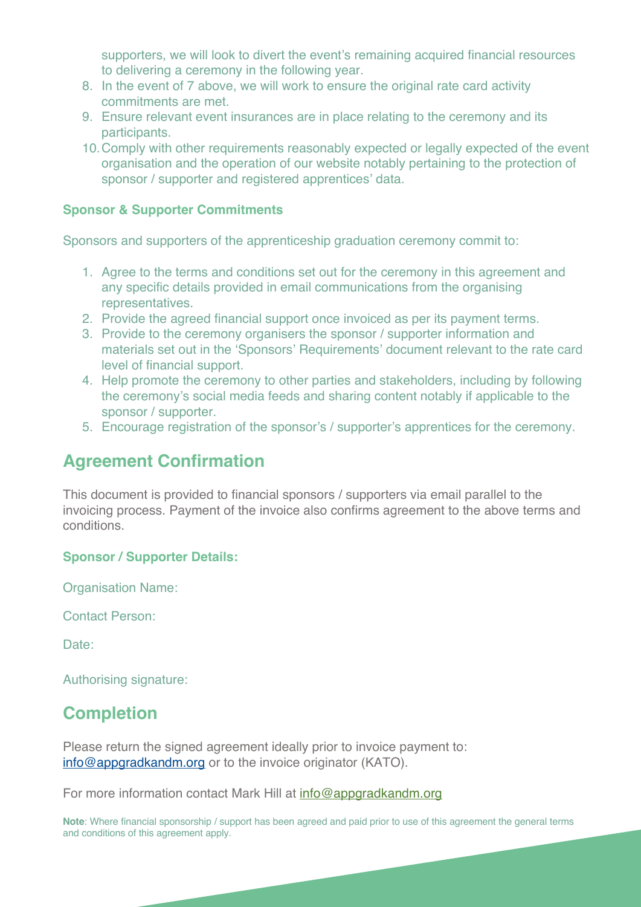supporters, we will look to divert the event's remaining acquired financial resources to delivering a ceremony in the following year.

8. In the event of 7 above, we will work to ensure the original rate card activity commitments are met.
9. Ensure relevant event insurances are in place relating to the ceremony and its participants.
10. Comply with other requirements reasonably expected or legally expected of the event organisation and the operation of our website notably pertaining to the protection of sponsor / supporter and registered apprentices' data.

**Sponsor & Supporter Commitments**

Sponsors and supporters of the apprenticeship graduation ceremony commit to:

1. Agree to the terms and conditions set out for the ceremony in this agreement and any specific details provided in email communications from the organising representatives.
2. Provide the agreed financial support once invoiced as per its payment terms.
3. Provide to the ceremony organisers the sponsor / supporter information and materials set out in the 'Sponsors' Requirements' document relevant to the rate card level of financial support.
4. Help promote the ceremony to other parties and stakeholders, including by following the ceremony's social media feeds and sharing content notably if applicable to the sponsor / supporter.
5. Encourage registration of the sponsor's / supporter's apprentices for the ceremony.

## Agreement Confirmation

This document is provided to financial sponsors / supporters via email parallel to the invoicing process. Payment of the invoice also confirms agreement to the above terms and conditions.

**Sponsor / Supporter Details:**

Organisation Name:

Contact Person:

Date:

Authorising signature:

## Completion

Please return the signed agreement ideally prior to invoice payment to: info@appgradkandm.org or to the invoice originator (KATO).

For more information contact Mark Hill at info@appgradkandm.org

**Note**: Where financial sponsorship / support has been agreed and paid prior to use of this agreement the general terms and conditions of this agreement apply.